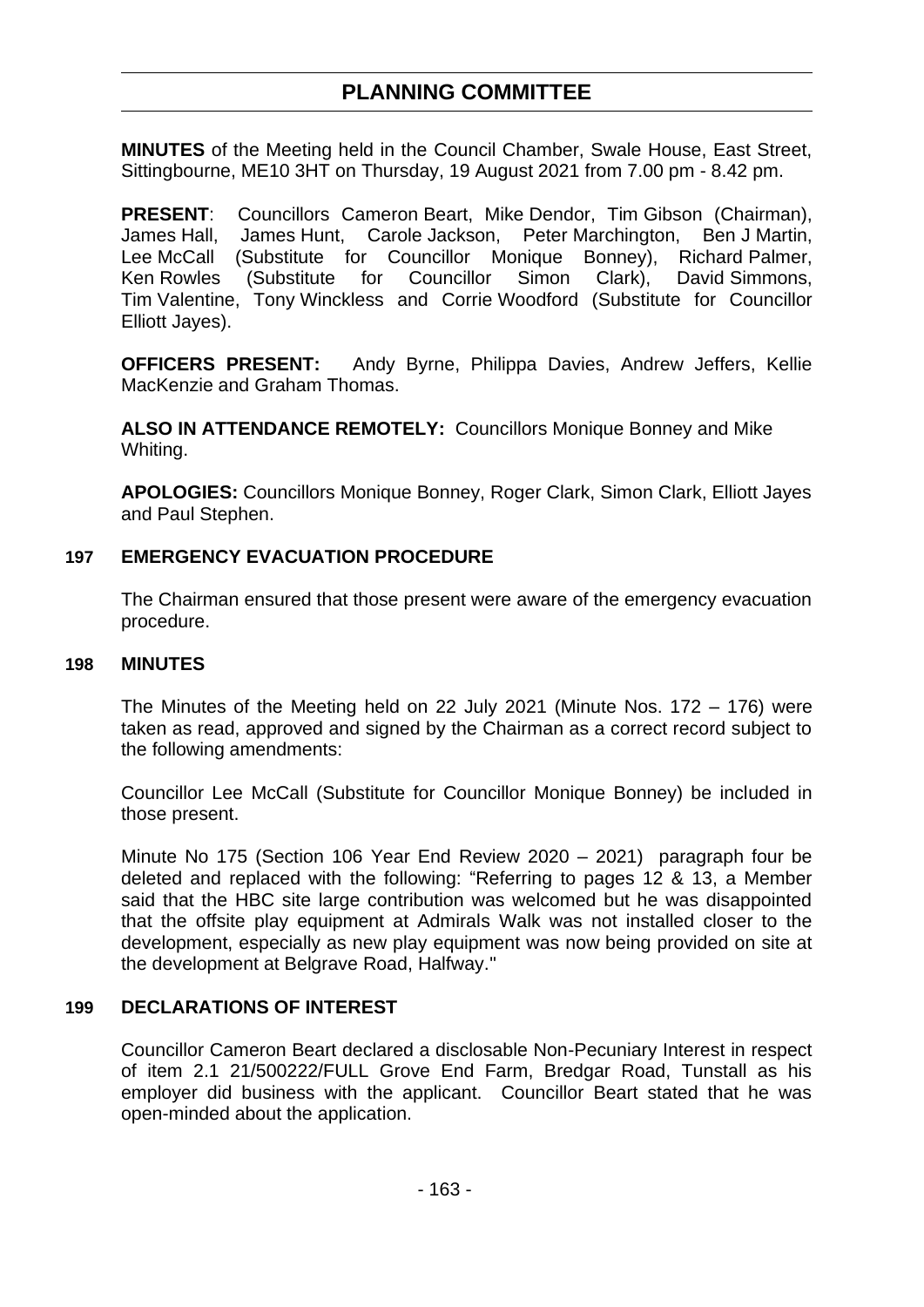# PLANNING COMMITTEE

**MINUTES** of the Meeting held in the Council Chamber, Swale House, East Street, Sittingbourne, ME10 3HT on Thursday, 19 August 2021 from 7.00 pm - 8.42 pm.

**PRESENT**: Councillors Cameron Beart, Mike Dendor, Tim Gibson (Chairman), James Hall, James Hunt, Carole Jackson, Peter Marchington, Ben J Martin, Lee McCall (Substitute for Councillor Monique Bonney), Richard Palmer, Ken Rowles (Substitute for Councillor Simon Clark), David Simmons, Tim Valentine, Tony Winckless and Corrie Woodford (Substitute for Councillor Elliott Jayes).

**OFFICERS PRESENT:** Andy Byrne, Philippa Davies, Andrew Jeffers, Kellie MacKenzie and Graham Thomas.

**ALSO IN ATTENDANCE REMOTELY:** Councillors Monique Bonney and Mike Whiting.

**APOLOGIES:** Councillors Monique Bonney, Roger Clark, Simon Clark, Elliott Jayes and Paul Stephen.

## 197 EMERGENCY EVACUATION PROCEDURE

The Chairman ensured that those present were aware of the emergency evacuation procedure.

## 198 MINUTES

The Minutes of the Meeting held on 22 July 2021 (Minute Nos. 172 – 176) were taken as read, approved and signed by the Chairman as a correct record subject to the following amendments:

Councillor Lee McCall (Substitute for Councillor Monique Bonney) be included in those present.

Minute No 175 (Section 106 Year End Review 2020 – 2021) paragraph four be deleted and replaced with the following: "Referring to pages 12 & 13, a Member said that the HBC site large contribution was welcomed but he was disappointed that the offsite play equipment at Admirals Walk was not installed closer to the development, especially as new play equipment was now being provided on site at the development at Belgrave Road, Halfway."

## 199 DECLARATIONS OF INTEREST

Councillor Cameron Beart declared a disclosable Non-Pecuniary Interest in respect of item 2.1 21/500222/FULL Grove End Farm, Bredgar Road, Tunstall as his employer did business with the applicant. Councillor Beart stated that he was open-minded about the application.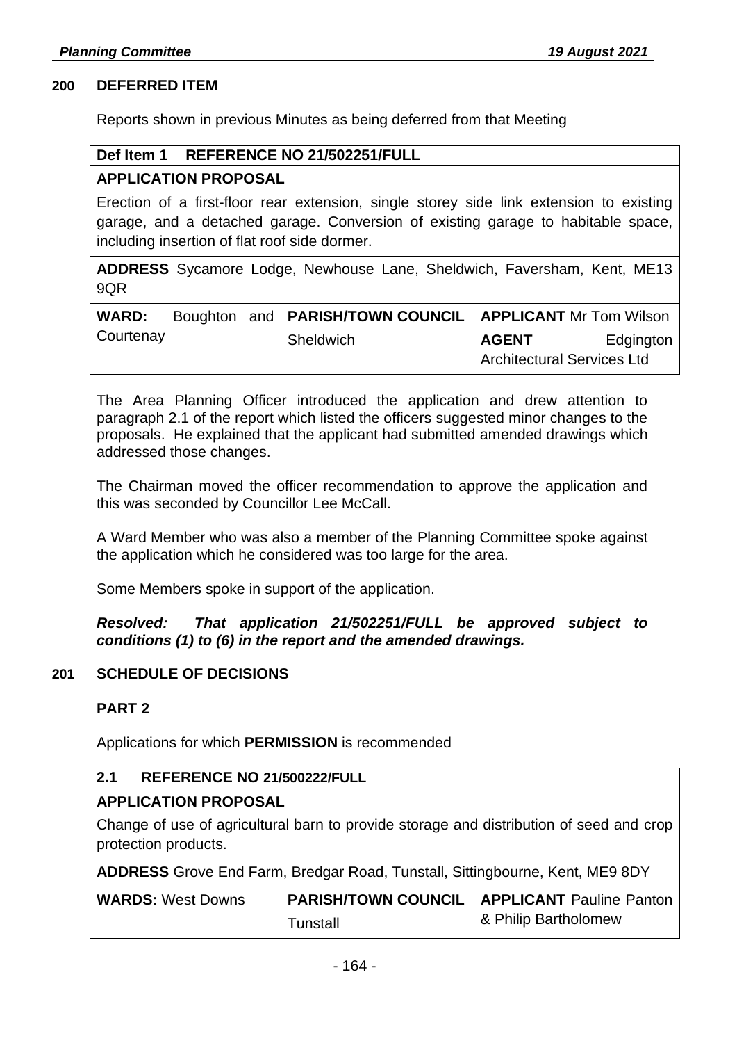## 200 DEFERRED ITEM

Reports shown in previous Minutes as being deferred from that Meeting

| Def Item 1 REFERENCE NO 21/502251/FULL | | |
|---|---|---|
| **APPLICATION PROPOSAL** | | |
| Erection of a first-floor rear extension, single storey side link extension to existing garage, and a detached garage. Conversion of existing garage to habitable space, including insertion of flat roof side dormer. | | |
| **ADDRESS** Sycamore Lodge, Newhouse Lane, Sheldwich, Faversham, Kent, ME13 9QR | | |
| **WARD:** Boughton and Courtenay | **PARISH/TOWN COUNCIL** Sheldwich | **APPLICANT** Mr Tom Wilson **AGENT** Edgington Architectural Services Ltd |

The Area Planning Officer introduced the application and drew attention to paragraph 2.1 of the report which listed the officers suggested minor changes to the proposals. He explained that the applicant had submitted amended drawings which addressed those changes.

The Chairman moved the officer recommendation to approve the application and this was seconded by Councillor Lee McCall.

A Ward Member who was also a member of the Planning Committee spoke against the application which he considered was too large for the area.

Some Members spoke in support of the application.

***Resolved: That application 21/502251/FULL be approved subject to conditions (1) to (6) in the report and the amended drawings.***

## 201 SCHEDULE OF DECISIONS

### PART 2

Applications for which **PERMISSION** is recommended

| 2.1 REFERENCE NO 21/500222/FULL | | |
|---|---|---|
| **APPLICATION PROPOSAL** | | |
| Change of use of agricultural barn to provide storage and distribution of seed and crop protection products. | | |
| **ADDRESS** Grove End Farm, Bredgar Road, Tunstall, Sittingbourne, Kent, ME9 8DY | | |
| **WARDS:** West Downs | **PARISH/TOWN COUNCIL** Tunstall | **APPLICANT** Pauline Panton & Philip Bartholomew |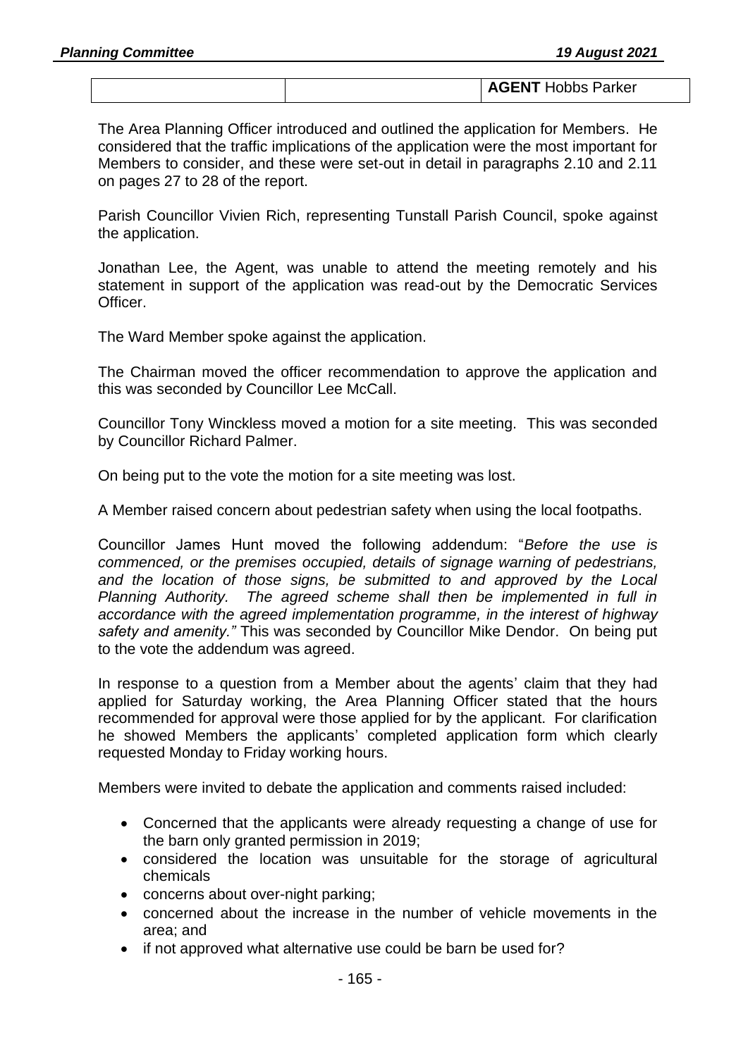| | | **AGENT** Hobbs Parker |
|---|---|---|

The Area Planning Officer introduced and outlined the application for Members. He considered that the traffic implications of the application were the most important for Members to consider, and these were set-out in detail in paragraphs 2.10 and 2.11 on pages 27 to 28 of the report.

Parish Councillor Vivien Rich, representing Tunstall Parish Council, spoke against the application.

Jonathan Lee, the Agent, was unable to attend the meeting remotely and his statement in support of the application was read-out by the Democratic Services Officer.

The Ward Member spoke against the application.

The Chairman moved the officer recommendation to approve the application and this was seconded by Councillor Lee McCall.

Councillor Tony Winckless moved a motion for a site meeting. This was seconded by Councillor Richard Palmer.

On being put to the vote the motion for a site meeting was lost.

A Member raised concern about pedestrian safety when using the local footpaths.

Councillor James Hunt moved the following addendum: "*Before the use is commenced, or the premises occupied, details of signage warning of pedestrians, and the location of those signs, be submitted to and approved by the Local Planning Authority. The agreed scheme shall then be implemented in full in accordance with the agreed implementation programme, in the interest of highway safety and amenity."* This was seconded by Councillor Mike Dendor. On being put to the vote the addendum was agreed.

In response to a question from a Member about the agents' claim that they had applied for Saturday working, the Area Planning Officer stated that the hours recommended for approval were those applied for by the applicant. For clarification he showed Members the applicants' completed application form which clearly requested Monday to Friday working hours.

Members were invited to debate the application and comments raised included:

- Concerned that the applicants were already requesting a change of use for the barn only granted permission in 2019;
- considered the location was unsuitable for the storage of agricultural chemicals
- concerns about over-night parking;
- concerned about the increase in the number of vehicle movements in the area; and
- if not approved what alternative use could be barn be used for?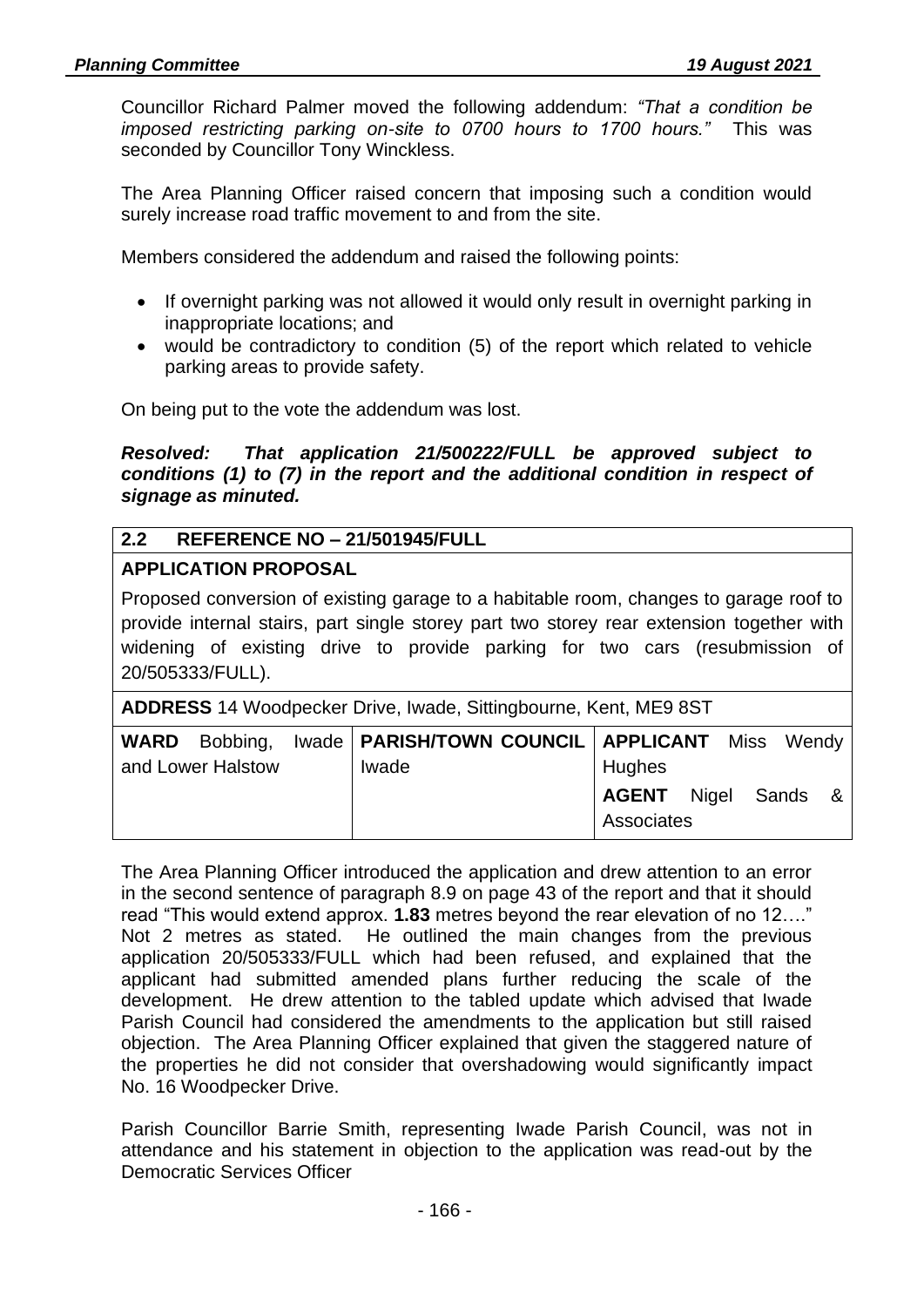Councillor Richard Palmer moved the following addendum: *"That a condition be imposed restricting parking on-site to 0700 hours to 1700 hours."* This was seconded by Councillor Tony Winckless.

The Area Planning Officer raised concern that imposing such a condition would surely increase road traffic movement to and from the site.

Members considered the addendum and raised the following points:

- If overnight parking was not allowed it would only result in overnight parking in inappropriate locations; and
- would be contradictory to condition (5) of the report which related to vehicle parking areas to provide safety.

On being put to the vote the addendum was lost.

***Resolved: That application 21/500222/FULL be approved subject to conditions (1) to (7) in the report and the additional condition in respect of signage as minuted.***

| **2.2 REFERENCE NO – 21/501945/FULL** | | |
|---|---|---|
| **APPLICATION PROPOSAL** | | |
| Proposed conversion of existing garage to a habitable room, changes to garage roof to provide internal stairs, part single storey part two storey rear extension together with widening of existing drive to provide parking for two cars (resubmission of 20/505333/FULL). | | |
| **ADDRESS** 14 Woodpecker Drive, Iwade, Sittingbourne, Kent, ME9 8ST | | |
| **WARD** Bobbing, Iwade and Lower Halstow | **PARISH/TOWN COUNCIL** Iwade | **APPLICANT** Miss Wendy Hughes<br>**AGENT** Nigel Sands & Associates |

The Area Planning Officer introduced the application and drew attention to an error in the second sentence of paragraph 8.9 on page 43 of the report and that it should read "This would extend approx. **1.83** metres beyond the rear elevation of no 12…." Not 2 metres as stated. He outlined the main changes from the previous application 20/505333/FULL which had been refused, and explained that the applicant had submitted amended plans further reducing the scale of the development. He drew attention to the tabled update which advised that Iwade Parish Council had considered the amendments to the application but still raised objection. The Area Planning Officer explained that given the staggered nature of the properties he did not consider that overshadowing would significantly impact No. 16 Woodpecker Drive.

Parish Councillor Barrie Smith, representing Iwade Parish Council, was not in attendance and his statement in objection to the application was read-out by the Democratic Services Officer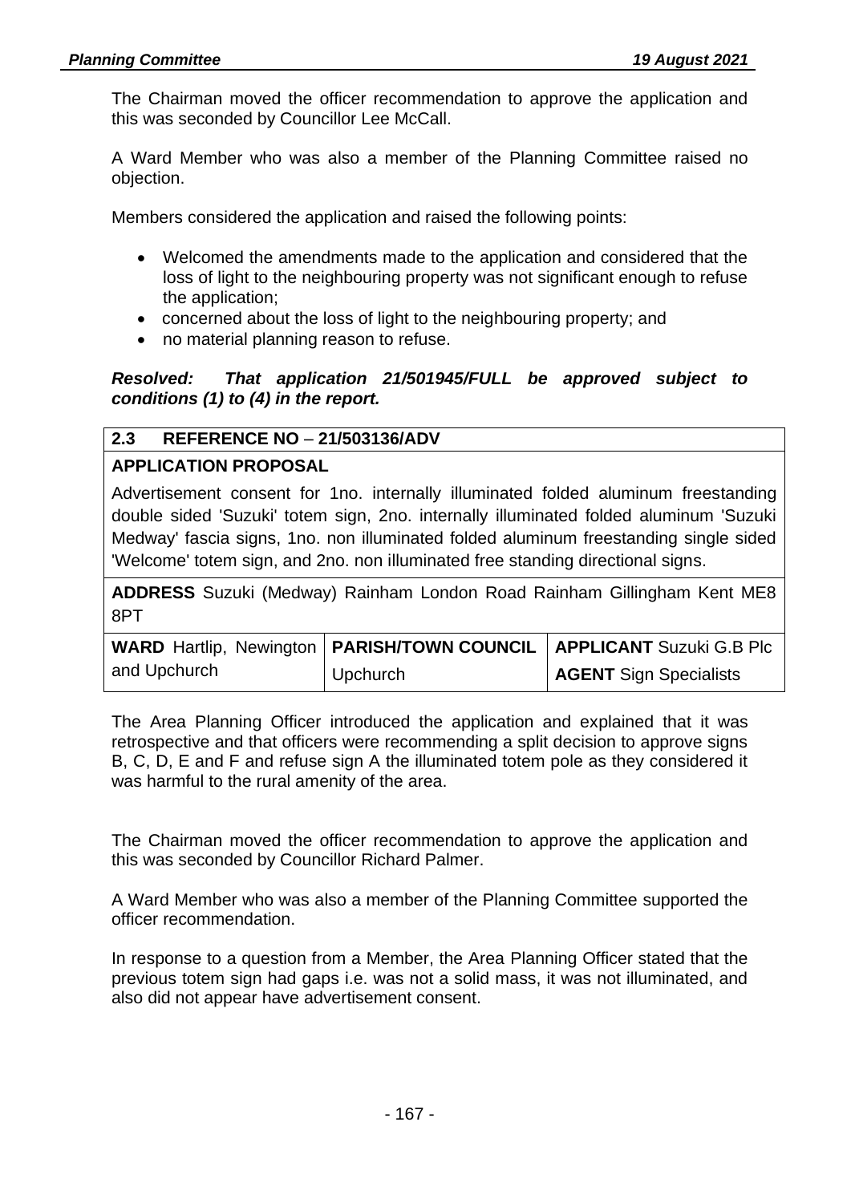The Chairman moved the officer recommendation to approve the application and this was seconded by Councillor Lee McCall.

A Ward Member who was also a member of the Planning Committee raised no objection.

Members considered the application and raised the following points:

- Welcomed the amendments made to the application and considered that the loss of light to the neighbouring property was not significant enough to refuse the application;
- concerned about the loss of light to the neighbouring property; and
- no material planning reason to refuse.

***Resolved: That application 21/501945/FULL be approved subject to conditions (1) to (4) in the report.***

| **2.3 REFERENCE NO – 21/503136/ADV** | | |
|---|---|---|
| **APPLICATION PROPOSAL**<br>Advertisement consent for 1no. internally illuminated folded aluminum freestanding double sided 'Suzuki' totem sign, 2no. internally illuminated folded aluminum 'Suzuki Medway' fascia signs, 1no. non illuminated folded aluminum freestanding single sided 'Welcome' totem sign, and 2no. non illuminated free standing directional signs. | | |
| **ADDRESS** Suzuki (Medway) Rainham London Road Rainham Gillingham Kent ME8 8PT | | |
| **WARD** Hartlip, Newington and Upchurch | **PARISH/TOWN COUNCIL** Upchurch | **APPLICANT** Suzuki G.B Plc<br>**AGENT** Sign Specialists |

The Area Planning Officer introduced the application and explained that it was retrospective and that officers were recommending a split decision to approve signs B, C, D, E and F and refuse sign A the illuminated totem pole as they considered it was harmful to the rural amenity of the area.

The Chairman moved the officer recommendation to approve the application and this was seconded by Councillor Richard Palmer.

A Ward Member who was also a member of the Planning Committee supported the officer recommendation.

In response to a question from a Member, the Area Planning Officer stated that the previous totem sign had gaps i.e. was not a solid mass, it was not illuminated, and also did not appear have advertisement consent.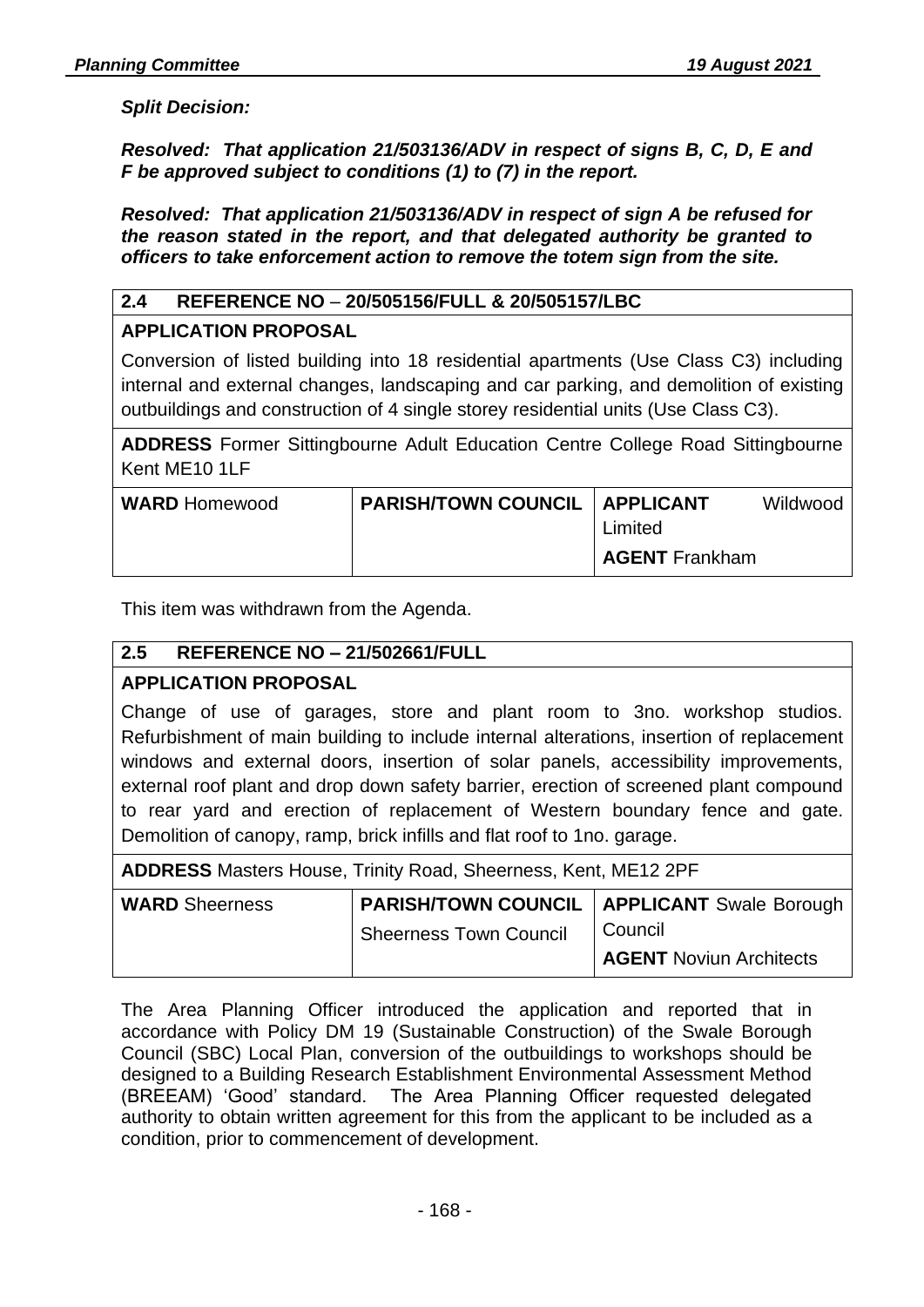***Split Decision:***

***Resolved: That application 21/503136/ADV in respect of signs B, C, D, E and F be approved subject to conditions (1) to (7) in the report.***

***Resolved: That application 21/503136/ADV in respect of sign A be refused for the reason stated in the report, and that delegated authority be granted to officers to take enforcement action to remove the totem sign from the site.***

| **2.4 REFERENCE NO – 20/505156/FULL & 20/505157/LBC** | | |
|---|---|---|
| **APPLICATION PROPOSAL** | | |
| Conversion of listed building into 18 residential apartments (Use Class C3) including internal and external changes, landscaping and car parking, and demolition of existing outbuildings and construction of 4 single storey residential units (Use Class C3). | | |
| **ADDRESS** Former Sittingbourne Adult Education Centre College Road Sittingbourne Kent ME10 1LF | | |
| **WARD** Homewood | **PARISH/TOWN COUNCIL** | **APPLICANT** Wildwood Limited<br>**AGENT** Frankham |

This item was withdrawn from the Agenda.

| **2.5 REFERENCE NO – 21/502661/FULL** | | |
|---|---|---|
| **APPLICATION PROPOSAL** | | |
| Change of use of garages, store and plant room to 3no. workshop studios. Refurbishment of main building to include internal alterations, insertion of replacement windows and external doors, insertion of solar panels, accessibility improvements, external roof plant and drop down safety barrier, erection of screened plant compound to rear yard and erection of replacement of Western boundary fence and gate. Demolition of canopy, ramp, brick infills and flat roof to 1no. garage. | | |
| **ADDRESS** Masters House, Trinity Road, Sheerness, Kent, ME12 2PF | | |
| **WARD** Sheerness | **PARISH/TOWN COUNCIL** Sheerness Town Council | **APPLICANT** Swale Borough Council<br>**AGENT** Noviun Architects |

The Area Planning Officer introduced the application and reported that in accordance with Policy DM 19 (Sustainable Construction) of the Swale Borough Council (SBC) Local Plan, conversion of the outbuildings to workshops should be designed to a Building Research Establishment Environmental Assessment Method (BREEAM) 'Good' standard. The Area Planning Officer requested delegated authority to obtain written agreement for this from the applicant to be included as a condition, prior to commencement of development.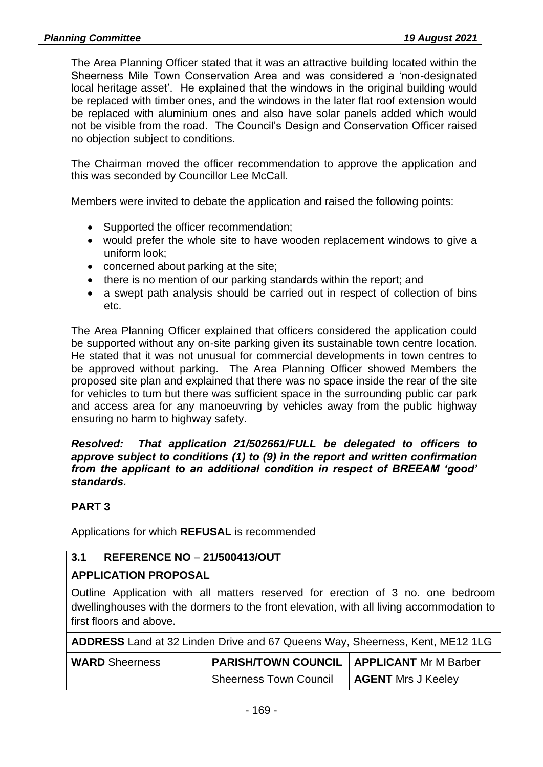The Area Planning Officer stated that it was an attractive building located within the Sheerness Mile Town Conservation Area and was considered a 'non-designated local heritage asset'. He explained that the windows in the original building would be replaced with timber ones, and the windows in the later flat roof extension would be replaced with aluminium ones and also have solar panels added which would not be visible from the road. The Council's Design and Conservation Officer raised no objection subject to conditions.

The Chairman moved the officer recommendation to approve the application and this was seconded by Councillor Lee McCall.

Members were invited to debate the application and raised the following points:

- Supported the officer recommendation;
- would prefer the whole site to have wooden replacement windows to give a uniform look;
- concerned about parking at the site;
- there is no mention of our parking standards within the report; and
- a swept path analysis should be carried out in respect of collection of bins etc.

The Area Planning Officer explained that officers considered the application could be supported without any on-site parking given its sustainable town centre location. He stated that it was not unusual for commercial developments in town centres to be approved without parking. The Area Planning Officer showed Members the proposed site plan and explained that there was no space inside the rear of the site for vehicles to turn but there was sufficient space in the surrounding public car park and access area for any manoeuvring by vehicles away from the public highway ensuring no harm to highway safety.

***Resolved: That application 21/502661/FULL be delegated to officers to approve subject to conditions (1) to (9) in the report and written confirmation from the applicant to an additional condition in respect of BREEAM 'good' standards.***

**PART 3**

Applications for which **REFUSAL** is recommended

| **3.1 REFERENCE NO – 21/500413/OUT** | | |
|---|---|---|
| **APPLICATION PROPOSAL** | | |
| Outline Application with all matters reserved for erection of 3 no. one bedroom dwellinghouses with the dormers to the front elevation, with all living accommodation to first floors and above. | | |
| **ADDRESS** Land at 32 Linden Drive and 67 Queens Way, Sheerness, Kent, ME12 1LG | | |
| **WARD** Sheerness | **PARISH/TOWN COUNCIL** Sheerness Town Council | **APPLICANT** Mr M Barber **AGENT** Mrs J Keeley |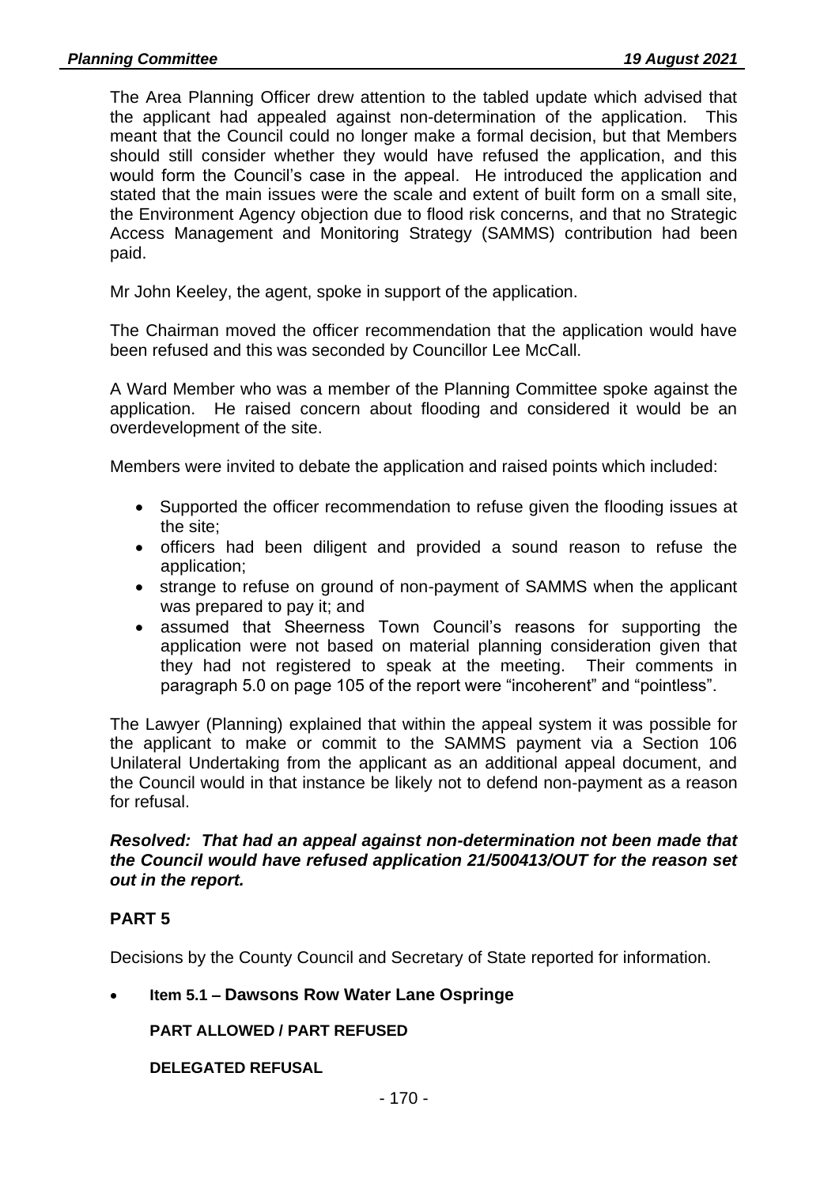The Area Planning Officer drew attention to the tabled update which advised that the applicant had appealed against non-determination of the application. This meant that the Council could no longer make a formal decision, but that Members should still consider whether they would have refused the application, and this would form the Council's case in the appeal. He introduced the application and stated that the main issues were the scale and extent of built form on a small site, the Environment Agency objection due to flood risk concerns, and that no Strategic Access Management and Monitoring Strategy (SAMMS) contribution had been paid.

Mr John Keeley, the agent, spoke in support of the application.

The Chairman moved the officer recommendation that the application would have been refused and this was seconded by Councillor Lee McCall.

A Ward Member who was a member of the Planning Committee spoke against the application. He raised concern about flooding and considered it would be an overdevelopment of the site.

Members were invited to debate the application and raised points which included:

- Supported the officer recommendation to refuse given the flooding issues at the site;
- officers had been diligent and provided a sound reason to refuse the application;
- strange to refuse on ground of non-payment of SAMMS when the applicant was prepared to pay it; and
- assumed that Sheerness Town Council's reasons for supporting the application were not based on material planning consideration given that they had not registered to speak at the meeting. Their comments in paragraph 5.0 on page 105 of the report were "incoherent" and "pointless".

The Lawyer (Planning) explained that within the appeal system it was possible for the applicant to make or commit to the SAMMS payment via a Section 106 Unilateral Undertaking from the applicant as an additional appeal document, and the Council would in that instance be likely not to defend non-payment as a reason for refusal.

***Resolved: That had an appeal against non-determination not been made that the Council would have refused application 21/500413/OUT for the reason set out in the report.***

## PART 5

Decisions by the County Council and Secretary of State reported for information.

- **Item 5.1 – Dawsons Row Water Lane Ospringe**

  **PART ALLOWED / PART REFUSED**

  **DELEGATED REFUSAL**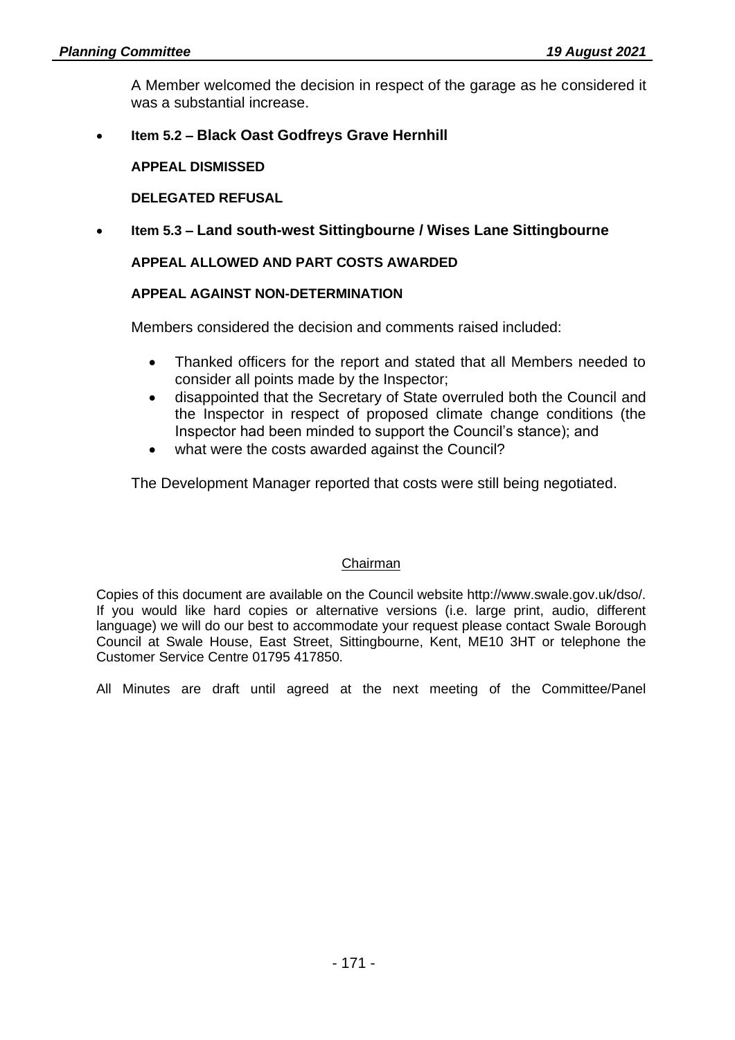A Member welcomed the decision in respect of the garage as he considered it was a substantial increase.

- **Item 5.2 – Black Oast Godfreys Grave Hernhill**

  **APPEAL DISMISSED**

  **DELEGATED REFUSAL**

- **Item 5.3 – Land south-west Sittingbourne / Wises Lane Sittingbourne**

  **APPEAL ALLOWED AND PART COSTS AWARDED**

  **APPEAL AGAINST NON-DETERMINATION**

  Members considered the decision and comments raised included:

  - Thanked officers for the report and stated that all Members needed to consider all points made by the Inspector;
  - disappointed that the Secretary of State overruled both the Council and the Inspector in respect of proposed climate change conditions (the Inspector had been minded to support the Council's stance); and
  - what were the costs awarded against the Council?

  The Development Manager reported that costs were still being negotiated.

Chairman

Copies of this document are available on the Council website http://www.swale.gov.uk/dso/. If you would like hard copies or alternative versions (i.e. large print, audio, different language) we will do our best to accommodate your request please contact Swale Borough Council at Swale House, East Street, Sittingbourne, Kent, ME10 3HT or telephone the Customer Service Centre 01795 417850.

All Minutes are draft until agreed at the next meeting of the Committee/Panel